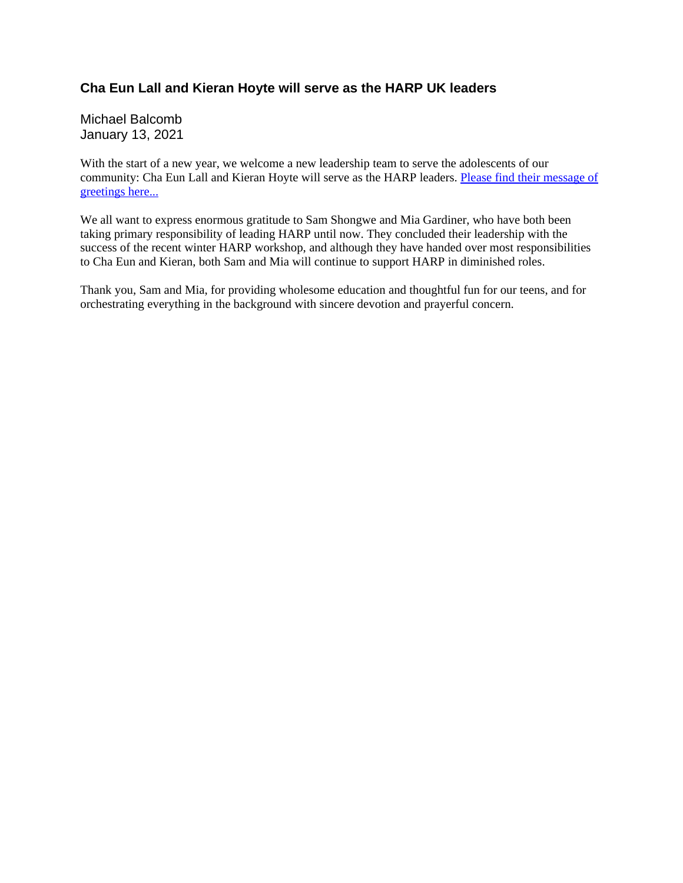## Cha Eun Lall and Kieran Hoyte will serve as the HARP UK leaders

Michael Balcomb
January 13, 2021

With the start of a new year, we welcome a new leadership team to serve the adolescents of our community: Cha Eun Lall and Kieran Hoyte will serve as the HARP leaders. Please find their message of greetings here...

We all want to express enormous gratitude to Sam Shongwe and Mia Gardiner, who have both been taking primary responsibility of leading HARP until now. They concluded their leadership with the success of the recent winter HARP workshop, and although they have handed over most responsibilities to Cha Eun and Kieran, both Sam and Mia will continue to support HARP in diminished roles.

Thank you, Sam and Mia, for providing wholesome education and thoughtful fun for our teens, and for orchestrating everything in the background with sincere devotion and prayerful concern.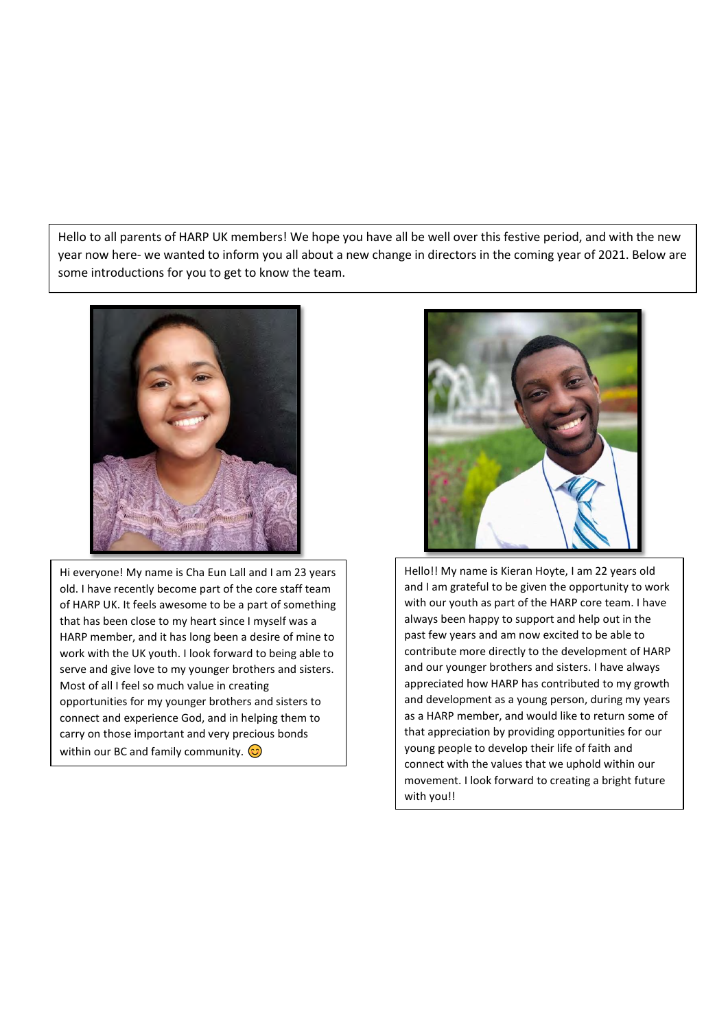Hello to all parents of HARP UK members! We hope you have all be well over this festive period, and with the new year now here- we wanted to inform you all about a new change in directors in the coming year of 2021. Below are some introductions for you to get to know the team.

Hi everyone! My name is Cha Eun Lall and I am 23 years old. I have recently become part of the core staff team of HARP UK. It feels awesome to be a part of something that has been close to my heart since I myself was a HARP member, and it has long been a desire of mine to work with the UK youth. I look forward to being able to serve and give love to my younger brothers and sisters. Most of all I feel so much value in creating opportunities for my younger brothers and sisters to connect and experience God, and in helping them to carry on those important and very precious bonds within our BC and family community. 😊

Hello!! My name is Kieran Hoyte, I am 22 years old and I am grateful to be given the opportunity to work with our youth as part of the HARP core team. I have always been happy to support and help out in the past few years and am now excited to be able to contribute more directly to the development of HARP and our younger brothers and sisters. I have always appreciated how HARP has contributed to my growth and development as a young person, during my years as a HARP member, and would like to return some of that appreciation by providing opportunities for our young people to develop their life of faith and connect with the values that we uphold within our movement. I look forward to creating a bright future with you!!